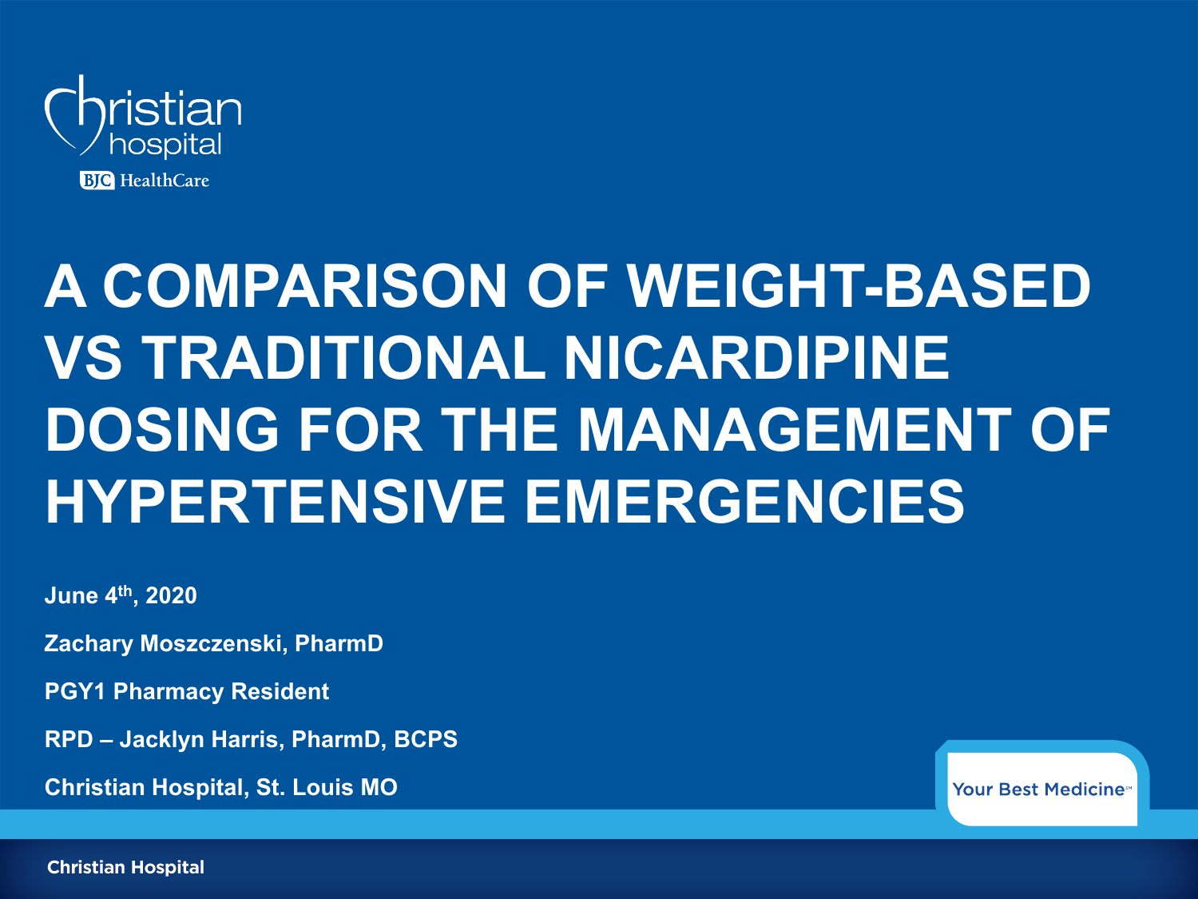# A COMPARISON OF WEIGHT-BASED VS TRADITIONAL NICARDIPINE DOSING FOR THE MANAGEMENT OF HYPERTENSIVE EMERGENCIES

**June 4th, 2020**

**Zachary Moszczenski, PharmD**

**PGY1 Pharmacy Resident**

**RPD – Jacklyn Harris, PharmD, BCPS**

**Christian Hospital, St. Louis MO**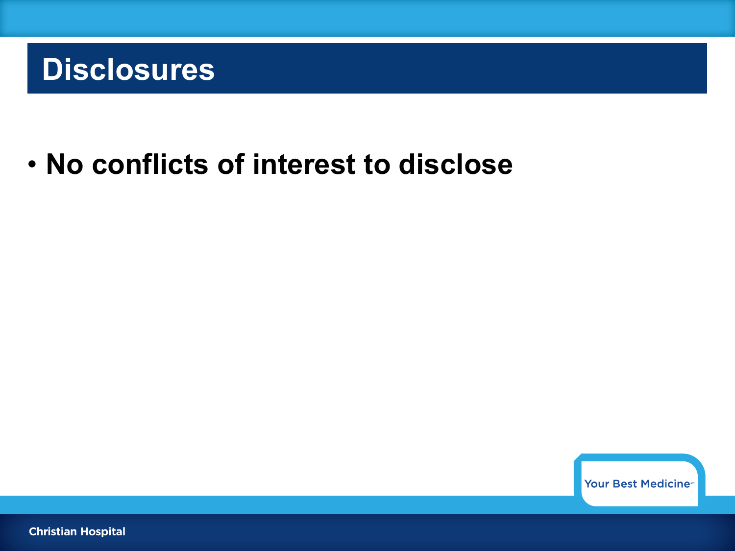# Disclosures

- **No conflicts of interest to disclose**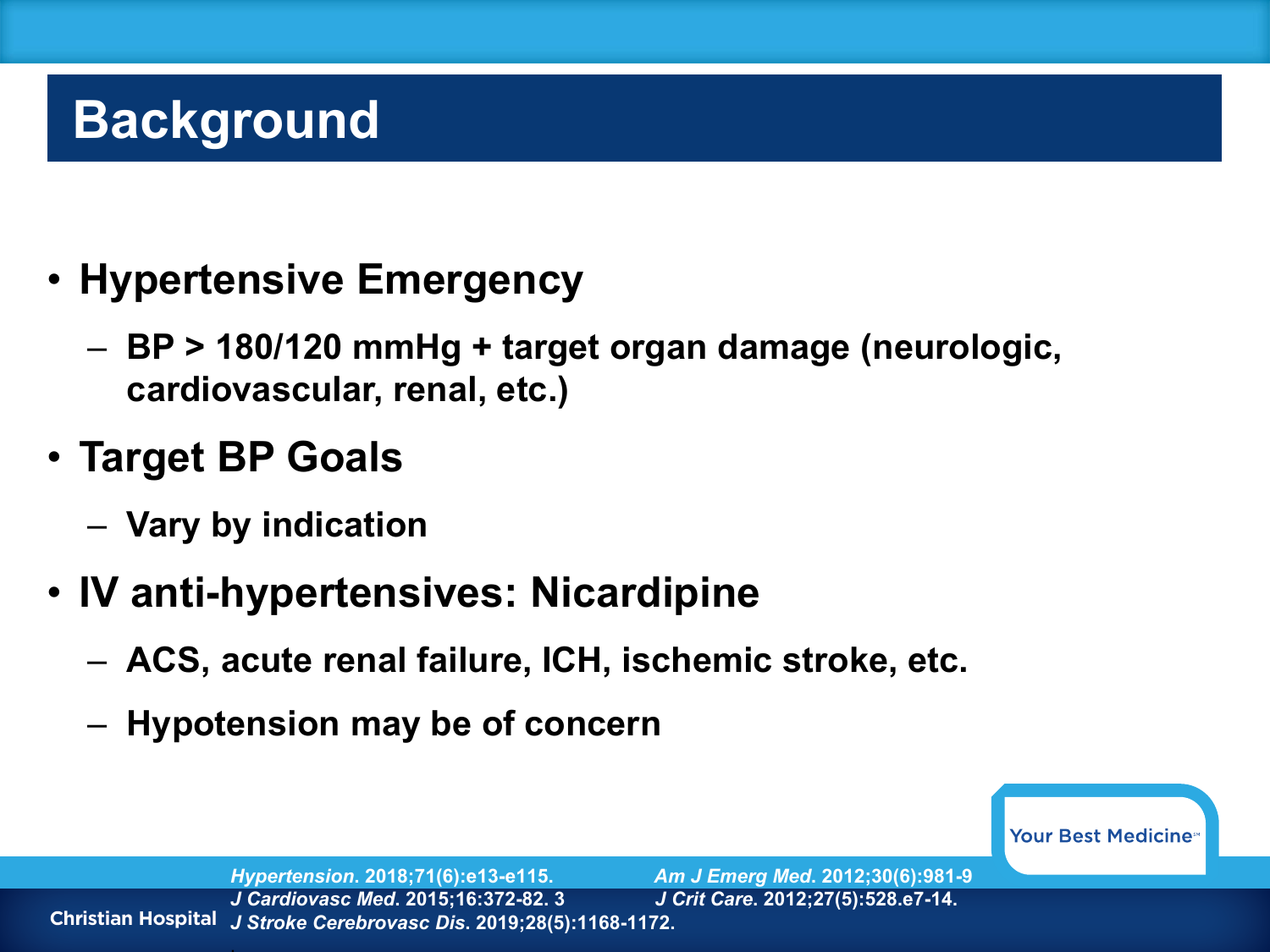# Background

- **Hypertensive Emergency**
  - **BP > 180/120 mmHg + target organ damage (neurologic, cardiovascular, renal, etc.)**
- **Target BP Goals**
  - **Vary by indication**
- **IV anti-hypertensives: Nicardipine**
  - **ACS, acute renal failure, ICH, ischemic stroke, etc.**
  - **Hypotension may be of concern**

*Hypertension*. 2018;71(6):e13-e115.
*J Cardiovasc Med*. 2015;16:372-82. 3
*J Stroke Cerebrovasc Dis*. 2019;28(5):1168-1172.
*Am J Emerg Med*. 2012;30(6):981-9
*J Crit Care*. 2012;27(5):528.e7-14.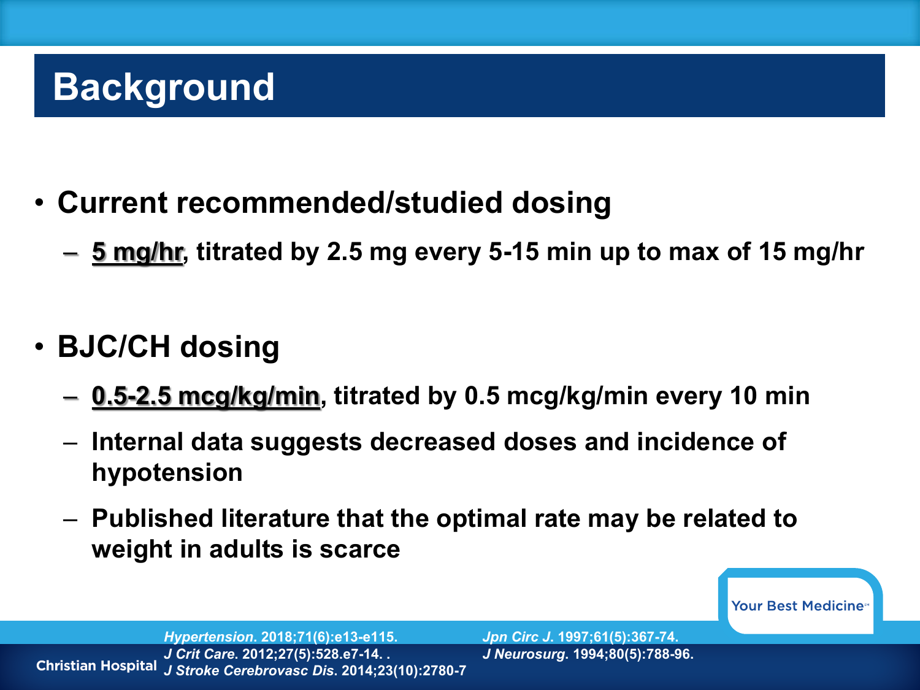# Background

- **Current recommended/studied dosing**
  - **<u>5 mg/hr</u>, titrated by 2.5 mg every 5-15 min up to max of 15 mg/hr**
- **BJC/CH dosing**
  - **<u>0.5-2.5 mcg/kg/min</u>, titrated by 0.5 mcg/kg/min every 10 min**
  - **Internal data suggests decreased doses and incidence of hypotension**
  - **Published literature that the optimal rate may be related to weight in adults is scarce**

*Hypertension*. 2018;71(6):e13-e115.
*J Crit Care*. 2012;27(5):528.e7-14. .
*J Stroke Cerebrovasc Dis*. 2014;23(10):2780-7
*Jpn Circ J*. 1997;61(5):367-74.
*J Neurosurg*. 1994;80(5):788-96.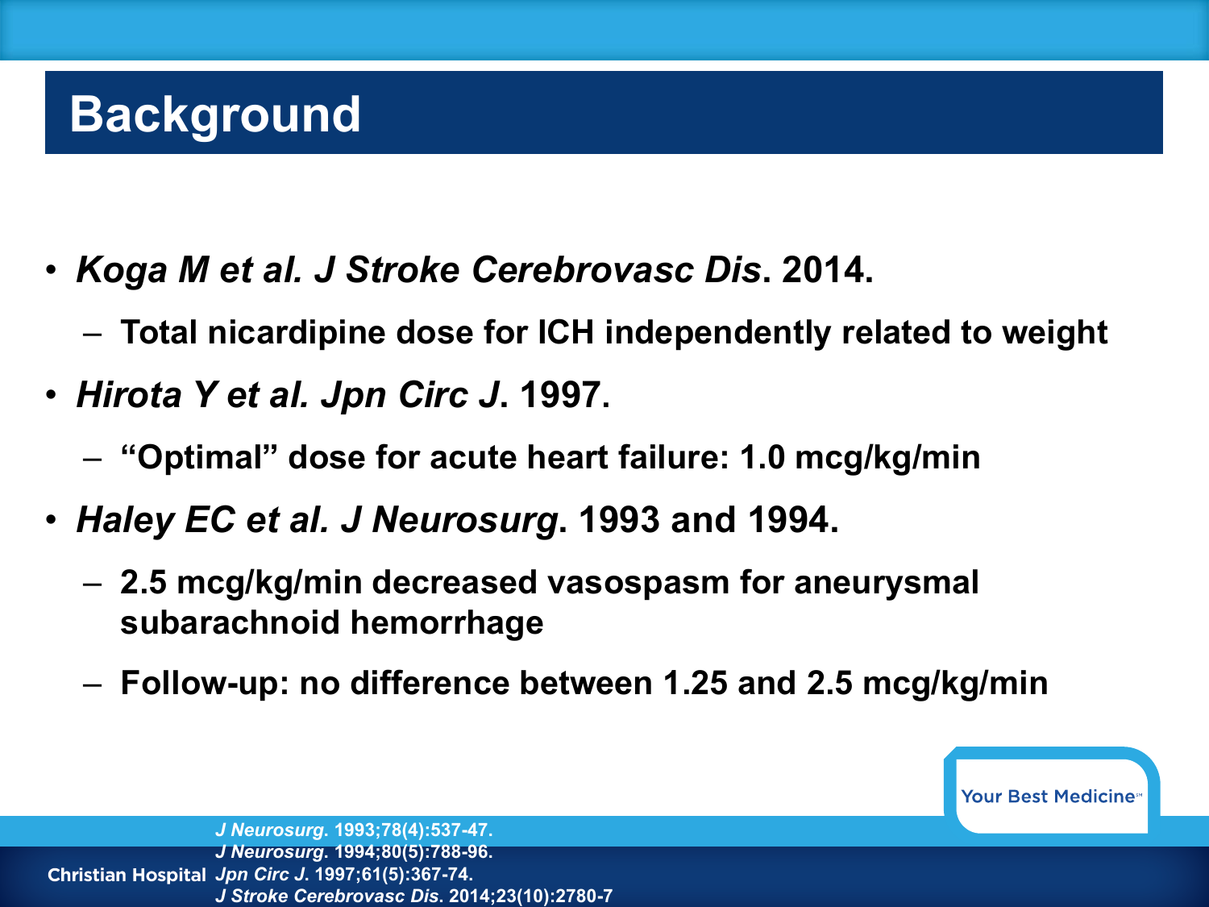# Background

- ***Koga M et al. J Stroke Cerebrovasc Dis*. 2014.**
  - **Total nicardipine dose for ICH independently related to weight**
- ***Hirota Y et al. Jpn Circ J*. 1997.**
  - **"Optimal" dose for acute heart failure: 1.0 mcg/kg/min**
- ***Haley EC et al. J Neurosurg*. 1993 and 1994.**
  - **2.5 mcg/kg/min decreased vasospasm for aneurysmal subarachnoid hemorrhage**
  - **Follow-up: no difference between 1.25 and 2.5 mcg/kg/min**

***J Neurosurg*. 1993;78(4):537-47.**
***J Neurosurg*. 1994;80(5):788-96.**
***Jpn Circ J*. 1997;61(5):367-74.**
***J Stroke Cerebrovasc Dis*. 2014;23(10):2780-7**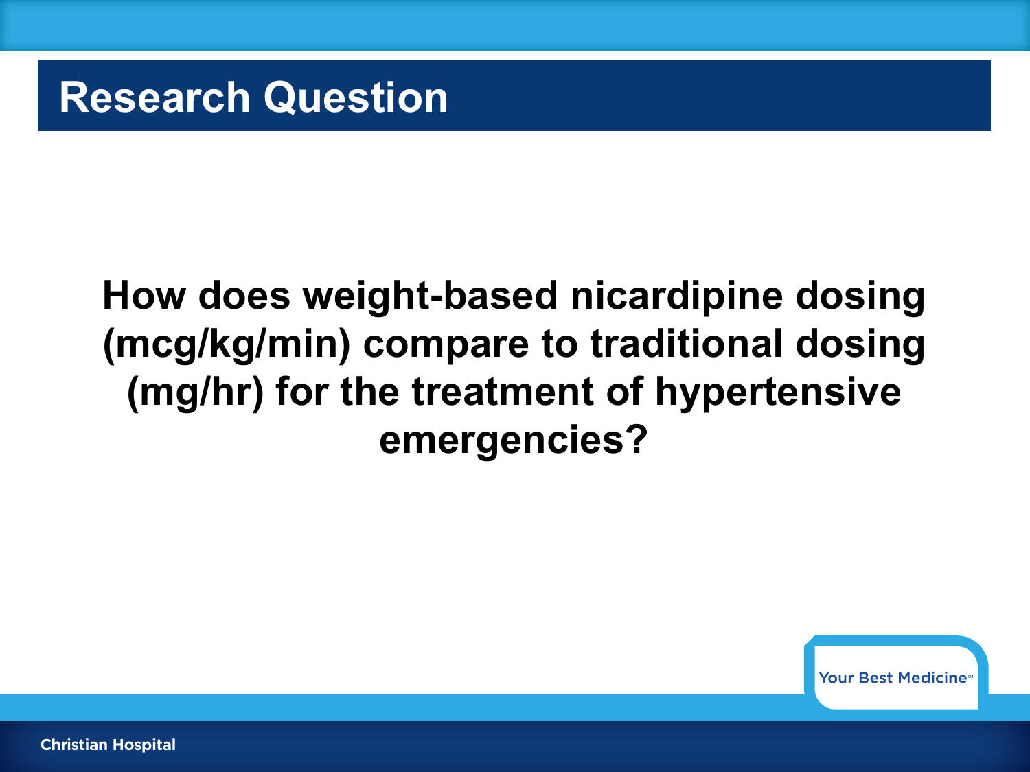# Research Question

**How does weight-based nicardipine dosing (mcg/kg/min) compare to traditional dosing (mg/hr) for the treatment of hypertensive emergencies?**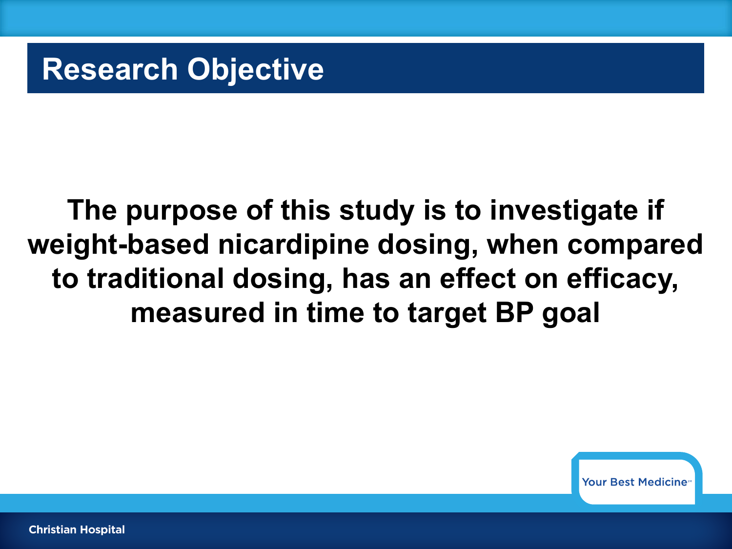# Research Objective

**The purpose of this study is to investigate if weight-based nicardipine dosing, when compared to traditional dosing, has an effect on efficacy, measured in time to target BP goal**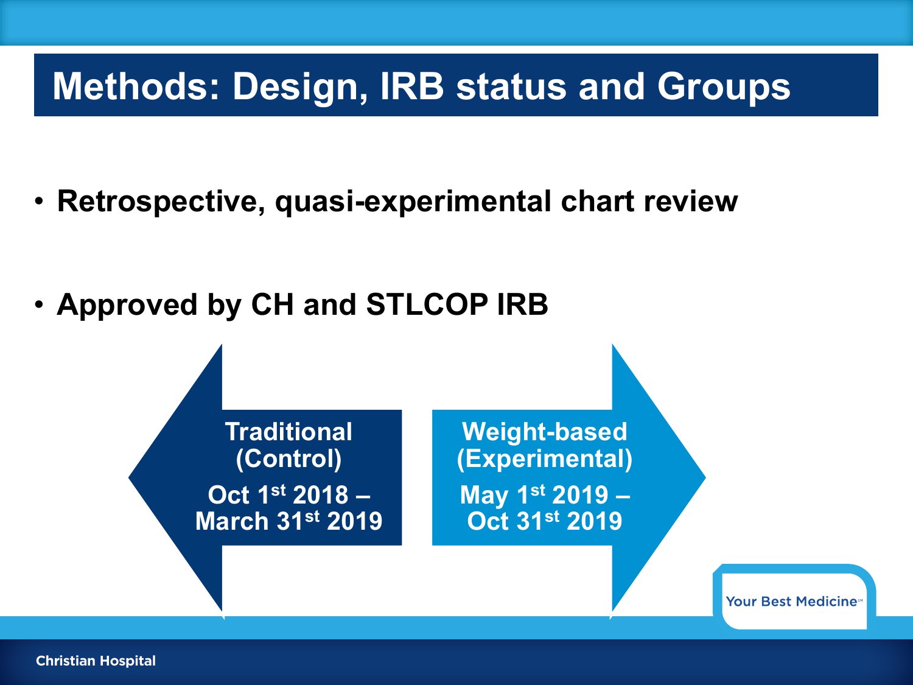# Methods: Design, IRB status and Groups

- **Retrospective, quasi-experimental chart review**
- **Approved by CH and STLCOP IRB**

**Traditional (Control)**
**Oct 1st 2018 – March 31st 2019**

**Weight-based (Experimental)**
**May 1st 2019 – Oct 31st 2019**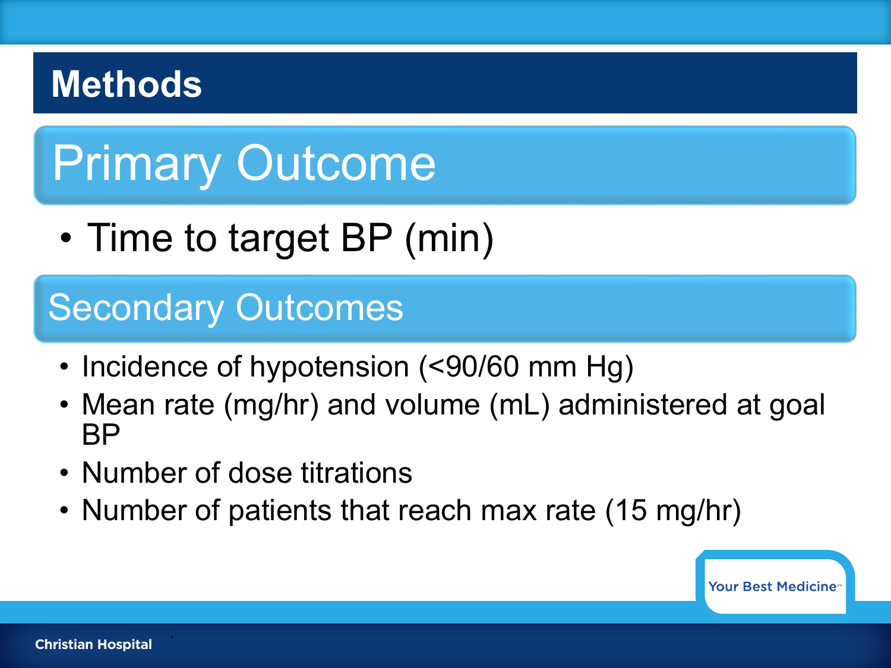# Methods

## Primary Outcome

- Time to target BP (min)

## Secondary Outcomes

- Incidence of hypotension (<90/60 mm Hg)
- Mean rate (mg/hr) and volume (mL) administered at goal BP
- Number of dose titrations
- Number of patients that reach max rate (15 mg/hr)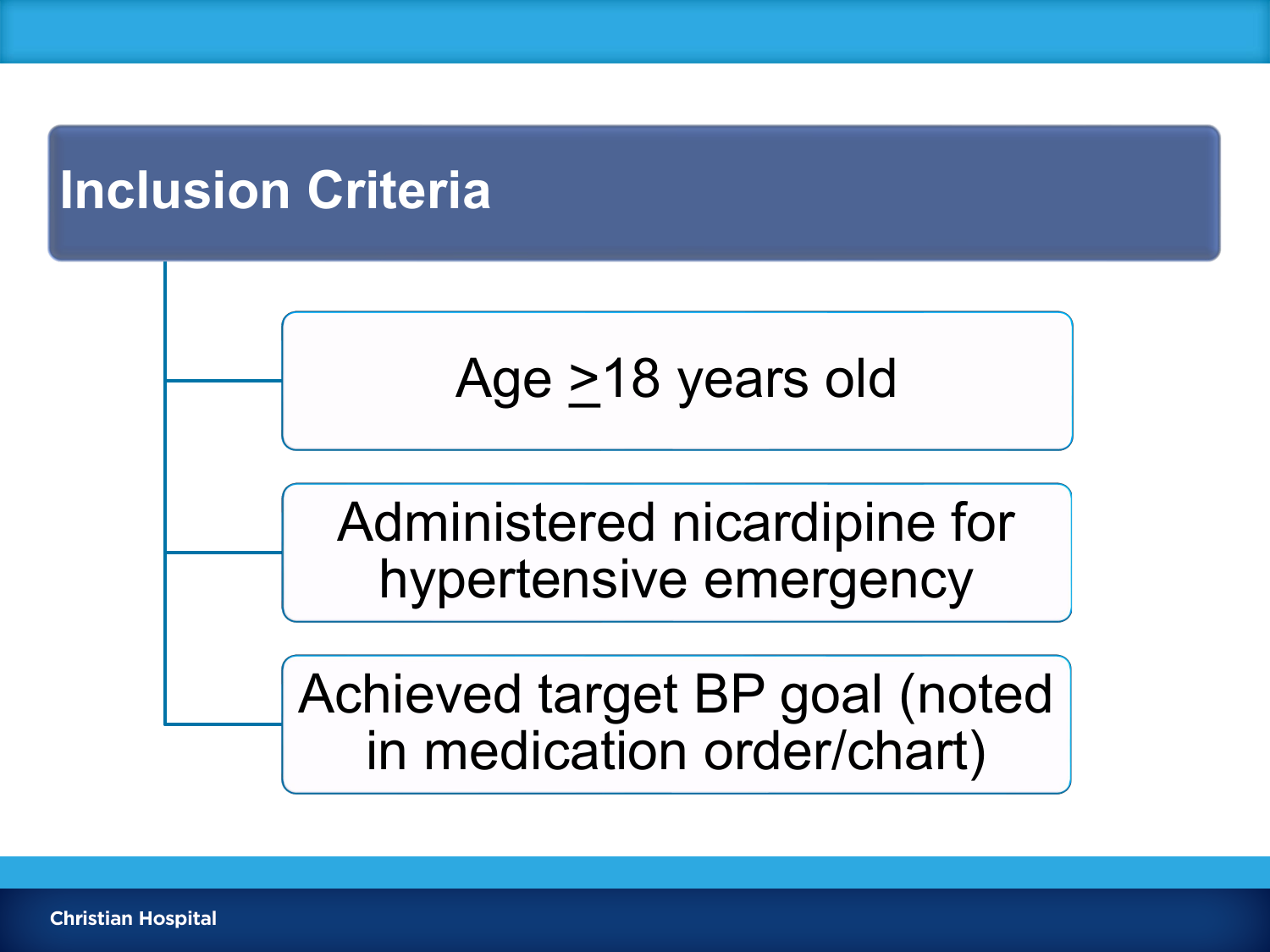# Inclusion Criteria

- Age ≥18 years old
- Administered nicardipine for hypertensive emergency
- Achieved target BP goal (noted in medication order/chart)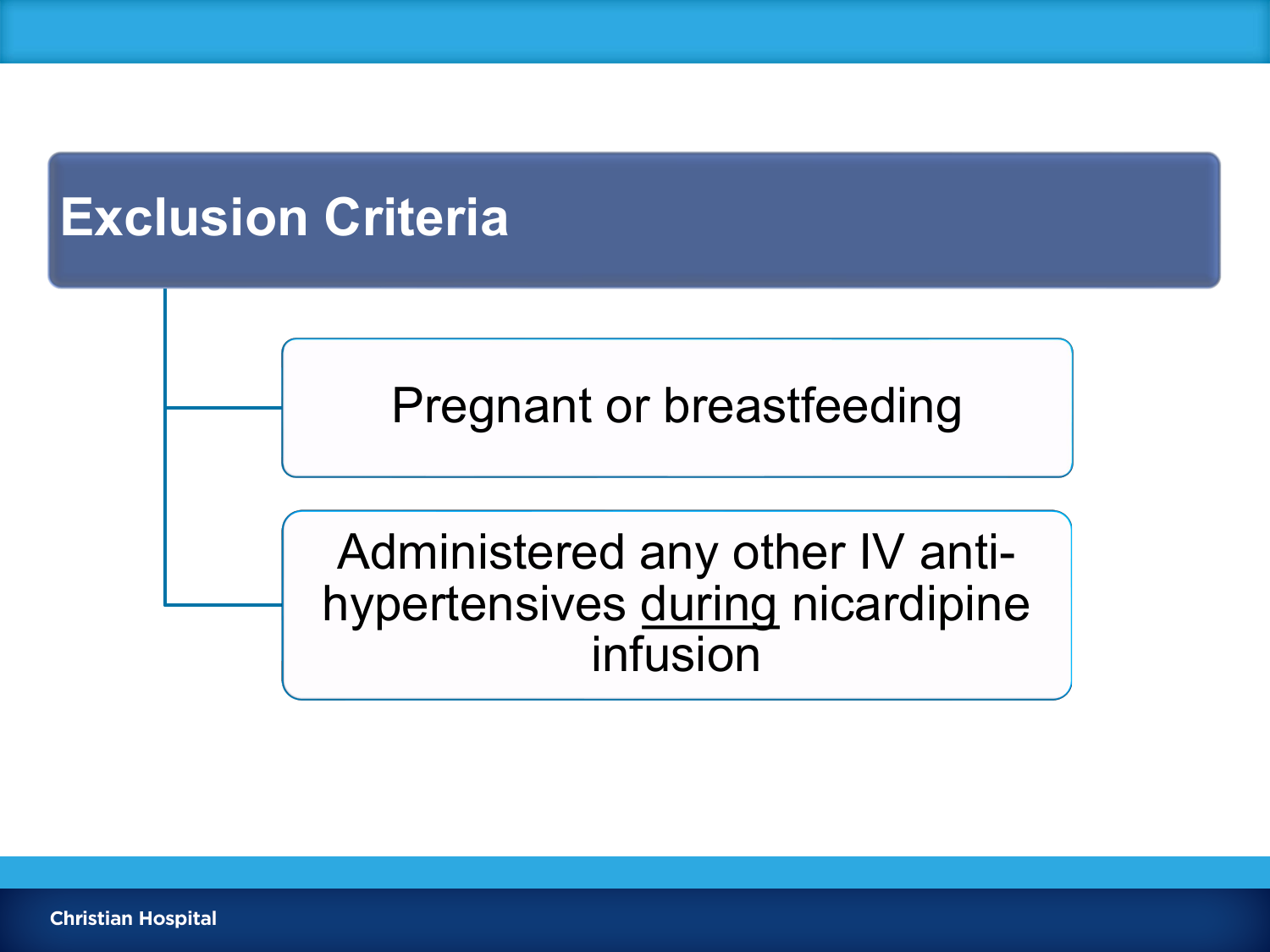# Exclusion Criteria

- Pregnant or breastfeeding
- Administered any other IV anti-hypertensives <u>during</u> nicardipine infusion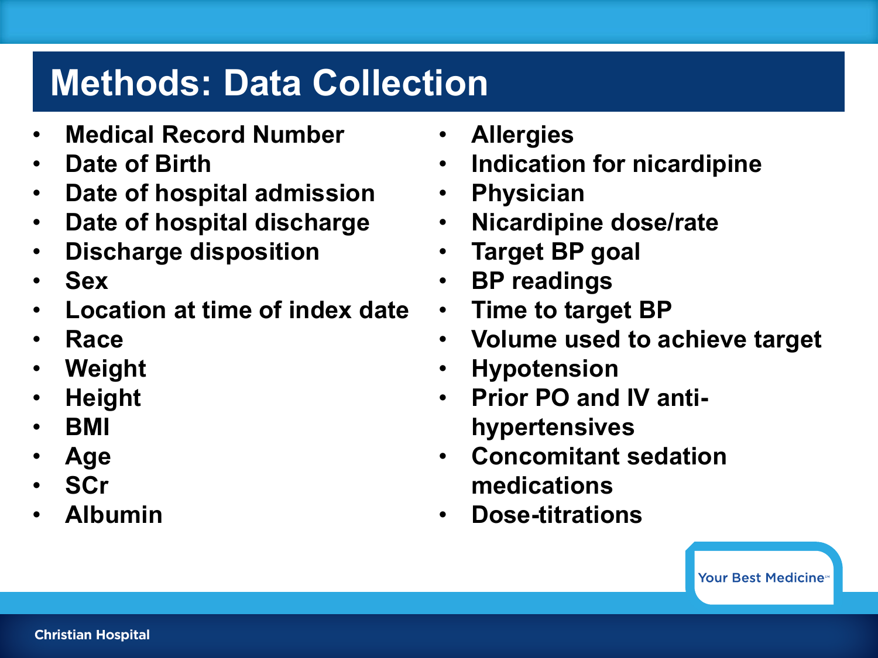# Methods: Data Collection

- **Medical Record Number**
- **Date of Birth**
- **Date of hospital admission**
- **Date of hospital discharge**
- **Discharge disposition**
- **Sex**
- **Location at time of index date**
- **Race**
- **Weight**
- **Height**
- **BMI**
- **Age**
- **SCr**
- **Albumin**
- **Allergies**
- **Indication for nicardipine**
- **Physician**
- **Nicardipine dose/rate**
- **Target BP goal**
- **BP readings**
- **Time to target BP**
- **Volume used to achieve target**
- **Hypotension**
- **Prior PO and IV anti-hypertensives**
- **Concomitant sedation medications**
- **Dose-titrations**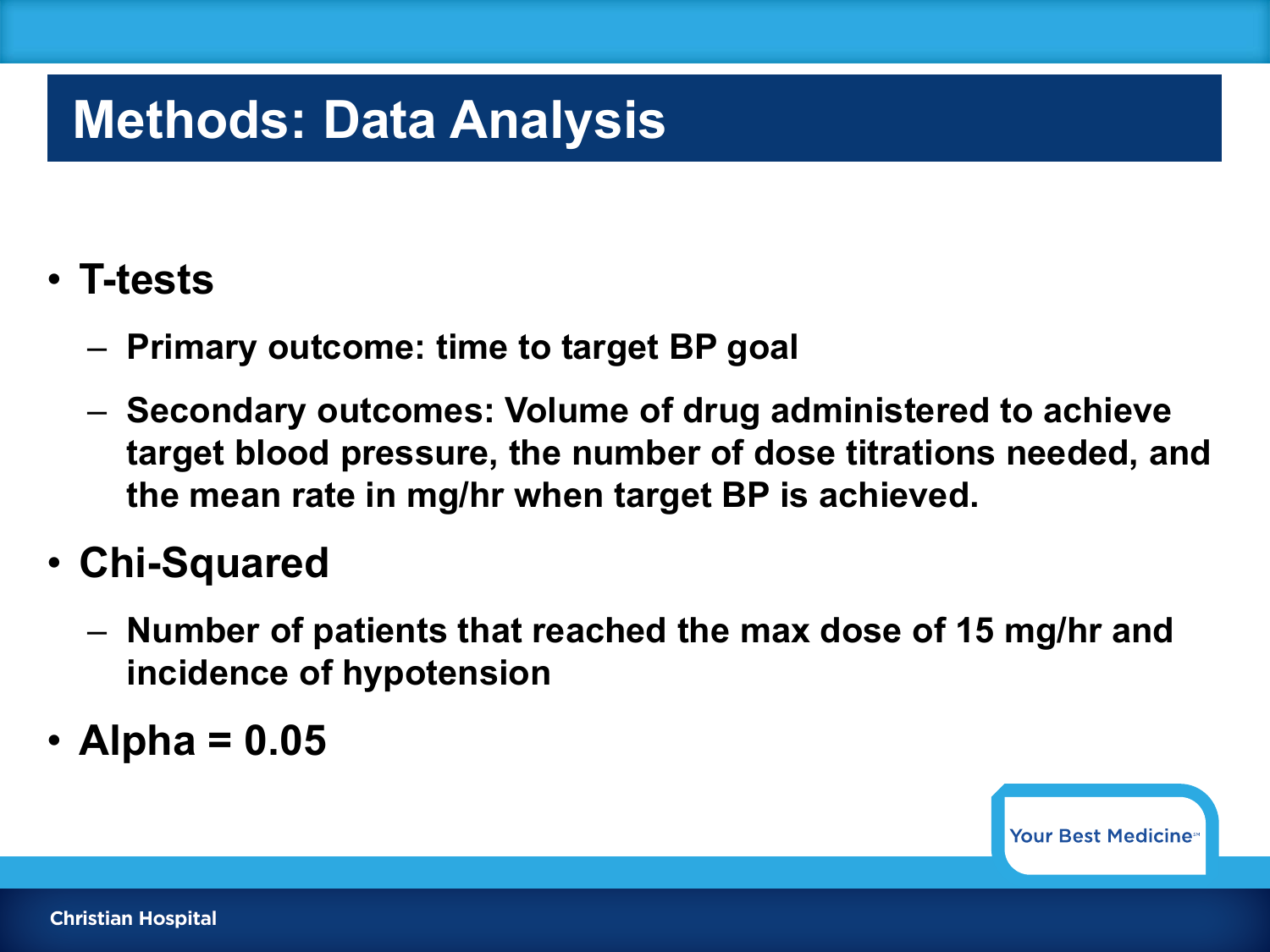# Methods: Data Analysis

- **T-tests**
  - **Primary outcome: time to target BP goal**
  - **Secondary outcomes: Volume of drug administered to achieve target blood pressure, the number of dose titrations needed, and the mean rate in mg/hr when target BP is achieved.**
- **Chi-Squared**
  - **Number of patients that reached the max dose of 15 mg/hr and incidence of hypotension**
- **Alpha = 0.05**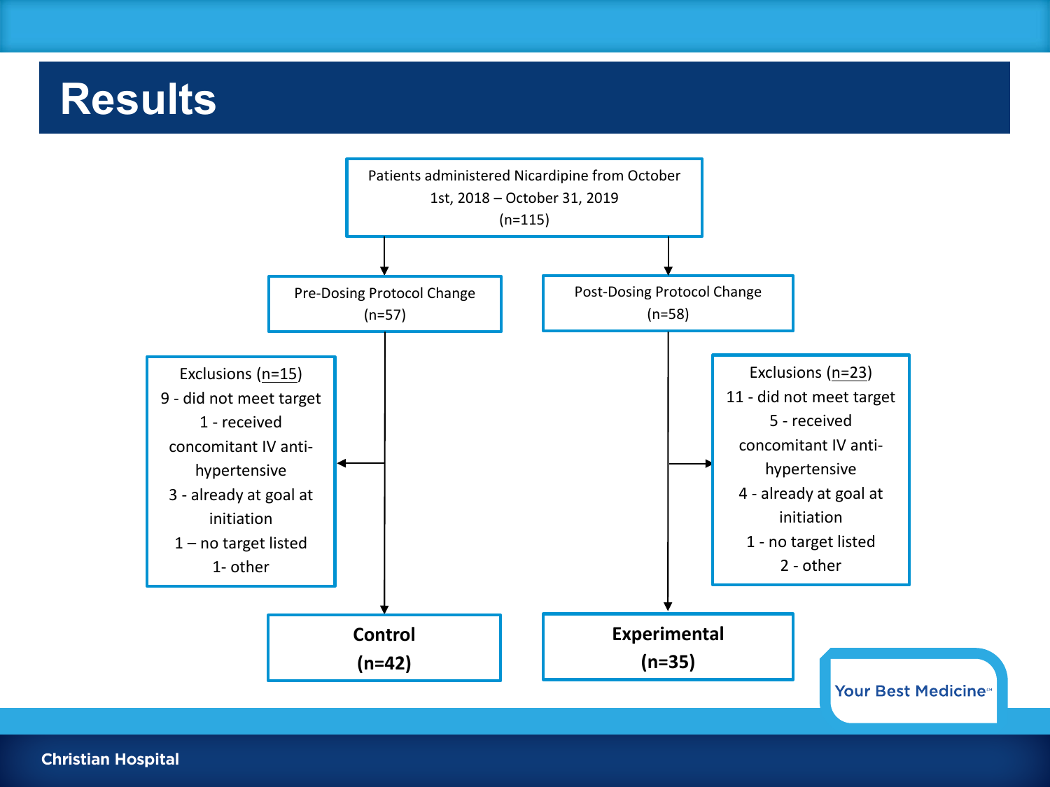# Results

Patients administered Nicardipine from October 1st, 2018 – October 31, 2019
(n=115)

**Pre-Dosing Protocol Change**
(n=57)

Exclusions (n=15)
- 9 - did not meet target
- 1 - received concomitant IV anti-hypertensive
- 3 - already at goal at initiation
- 1 – no target listed
- 1- other

**Control**
**(n=42)**

**Post-Dosing Protocol Change**
(n=58)

Exclusions (n=23)
- 11 - did not meet target
- 5 - received concomitant IV anti-hypertensive
- 4 - already at goal at initiation
- 1 - no target listed
- 2 - other

**Experimental**
**(n=35)**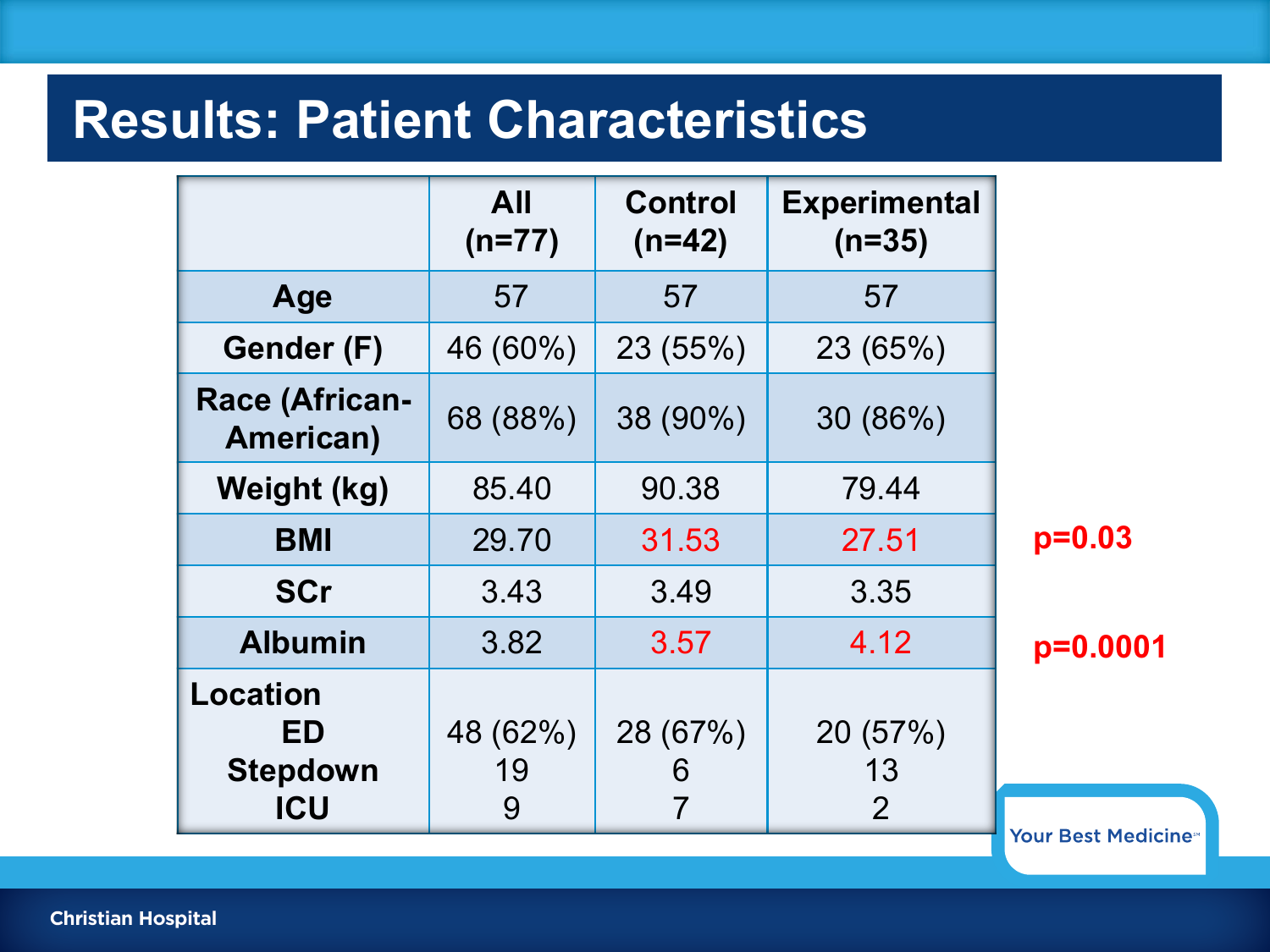# Results: Patient Characteristics

| | All (n=77) | Control (n=42) | Experimental (n=35) | |
|---|---|---|---|---|
| Age | 57 | 57 | 57 | |
| Gender (F) | 46 (60%) | 23 (55%) | 23 (65%) | |
| Race (African-American) | 68 (88%) | 38 (90%) | 30 (86%) | |
| Weight (kg) | 85.40 | 90.38 | 79.44 | |
| BMI | 29.70 | 31.53 | 27.51 | $p=0.03$ |
| SCr | 3.43 | 3.49 | 3.35 | |
| Albumin | 3.82 | 3.57 | 4.12 | $p=0.0001$ |
| Location | | | | |
| ED | 48 (62%) | 28 (67%) | 20 (57%) | |
| Stepdown | 19 | 6 | 13 | |
| ICU | 9 | 7 | 2 | |

Your Best Medicine℠

Christian Hospital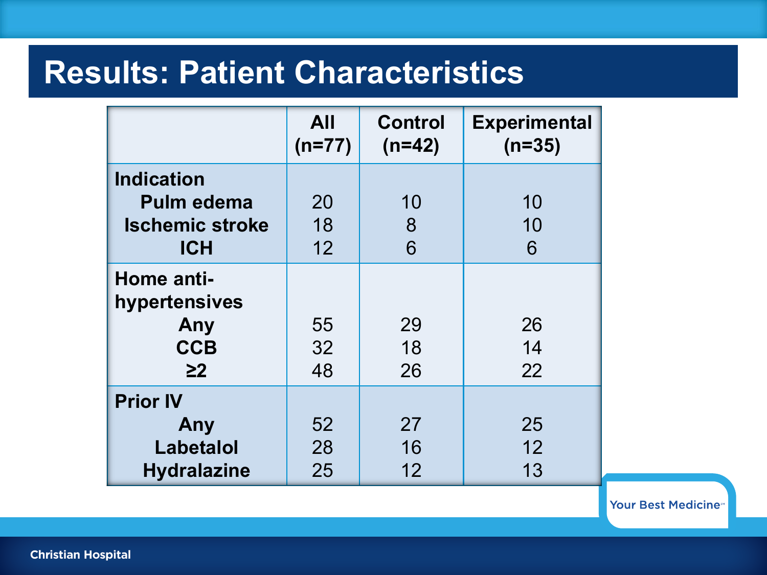# Results: Patient Characteristics

| | All (n=77) | Control (n=42) | Experimental (n=35) |
|---|---|---|---|
| **Indication** | | | |
| **Pulm edema** | 20 | 10 | 10 |
| **Ischemic stroke** | 18 | 8 | 10 |
| **ICH** | 12 | 6 | 6 |
| **Home anti-hypertensives** | | | |
| **Any** | 55 | 29 | 26 |
| **CCB** | 32 | 18 | 14 |
| **≥2** | 48 | 26 | 22 |
| **Prior IV** | | | |
| **Any** | 52 | 27 | 25 |
| **Labetalol** | 28 | 16 | 12 |
| **Hydralazine** | 25 | 12 | 13 |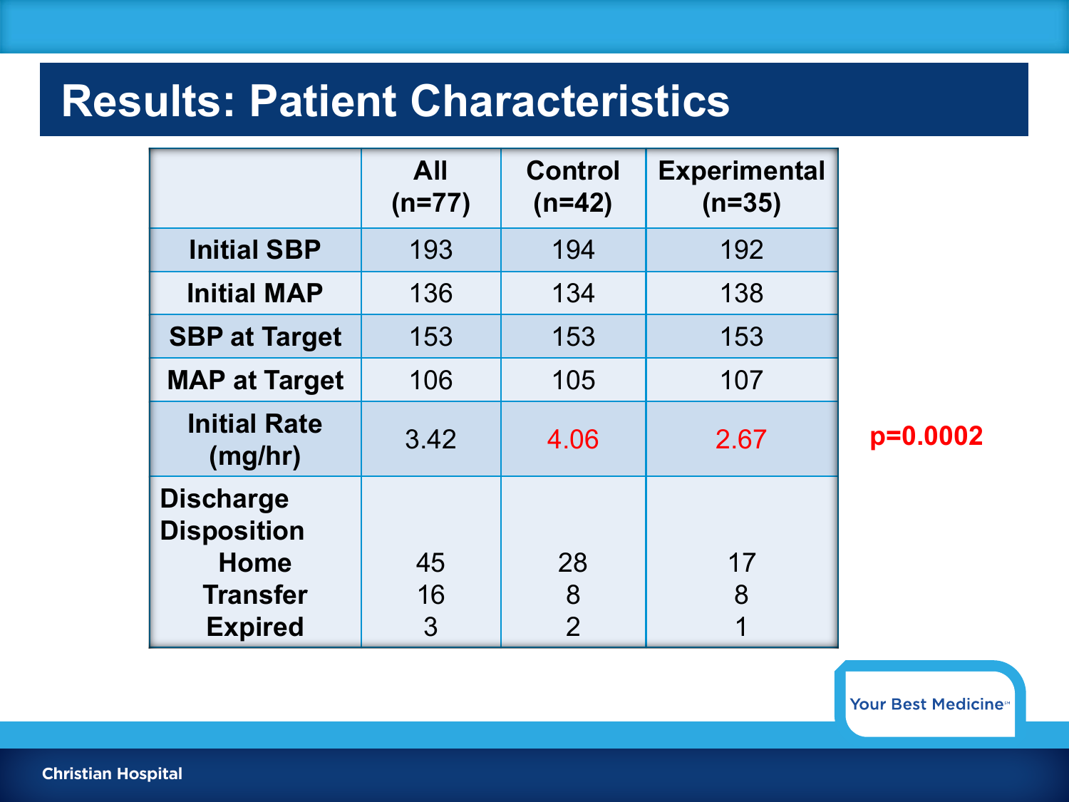# Results: Patient Characteristics

| | All (n=77) | Control (n=42) | Experimental (n=35) | |
|---|---|---|---|---|
| Initial SBP | 193 | 194 | 192 | |
| Initial MAP | 136 | 134 | 138 | |
| SBP at Target | 153 | 153 | 153 | |
| MAP at Target | 106 | 105 | 107 | |
| Initial Rate (mg/hr) | 3.42 | 4.06 | 2.67 | p=0.0002 |
| Discharge Disposition | | | | |
| Home | 45 | 28 | 17 | |
| Transfer | 16 | 8 | 8 | |
| Expired | 3 | 2 | 1 | |

Your Best Medicine℠

Christian Hospital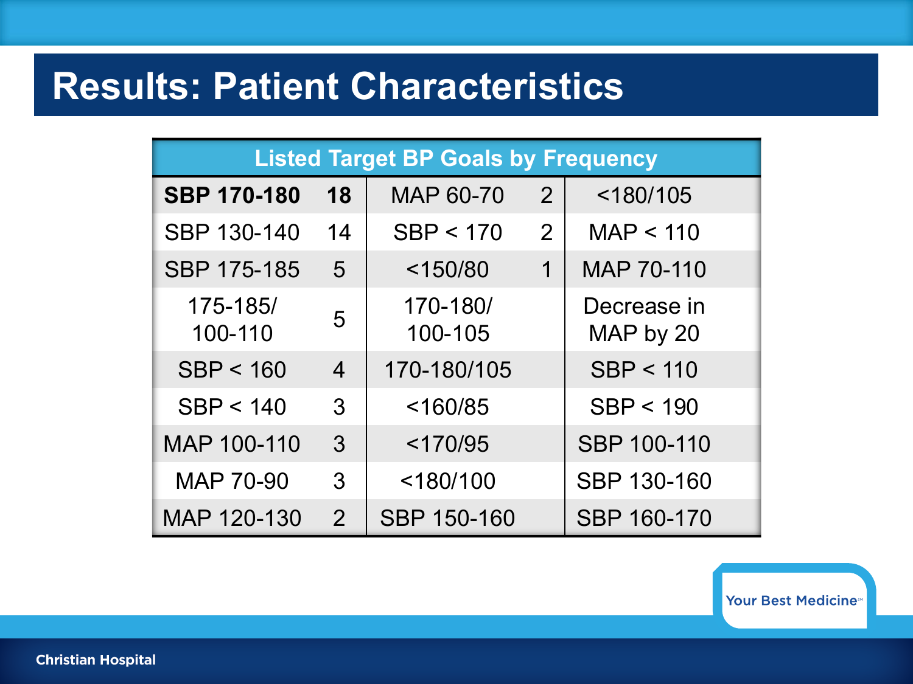# Results: Patient Characteristics

| Listed Target BP Goals by Frequency | | | | |
|---|---|---|---|---|
| **SBP 170-180** | **18** | MAP 60-70 | 2 | <180/105 |
| SBP 130-140 | 14 | SBP < 170 | 2 | MAP < 110 |
| SBP 175-185 | 5 | <150/80 | 1 | MAP 70-110 |
| 175-185/ 100-110 | 5 | 170-180/ 100-105 | | Decrease in MAP by 20 |
| SBP < 160 | 4 | 170-180/105 | | SBP < 110 |
| SBP < 140 | 3 | <160/85 | | SBP < 190 |
| MAP 100-110 | 3 | <170/95 | | SBP 100-110 |
| MAP 70-90 | 3 | <180/100 | | SBP 130-160 |
| MAP 120-130 | 2 | SBP 150-160 | | SBP 160-170 |

Your Best Medicine℠

Christian Hospital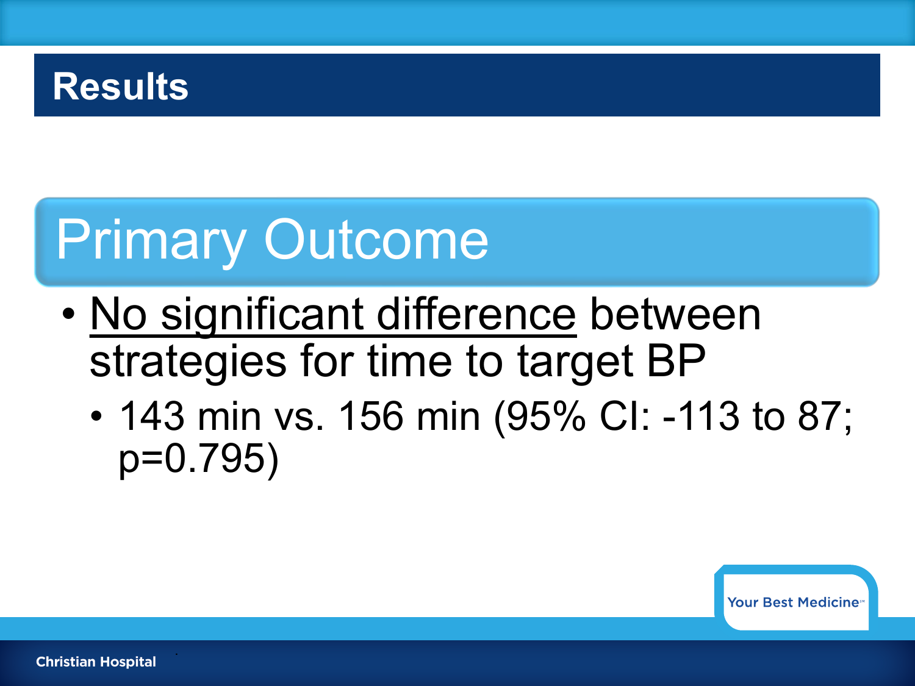# Results

## Primary Outcome

- No significant difference between strategies for time to target BP
  - 143 min vs. 156 min (95% CI: -113 to 87; $p=0.795$)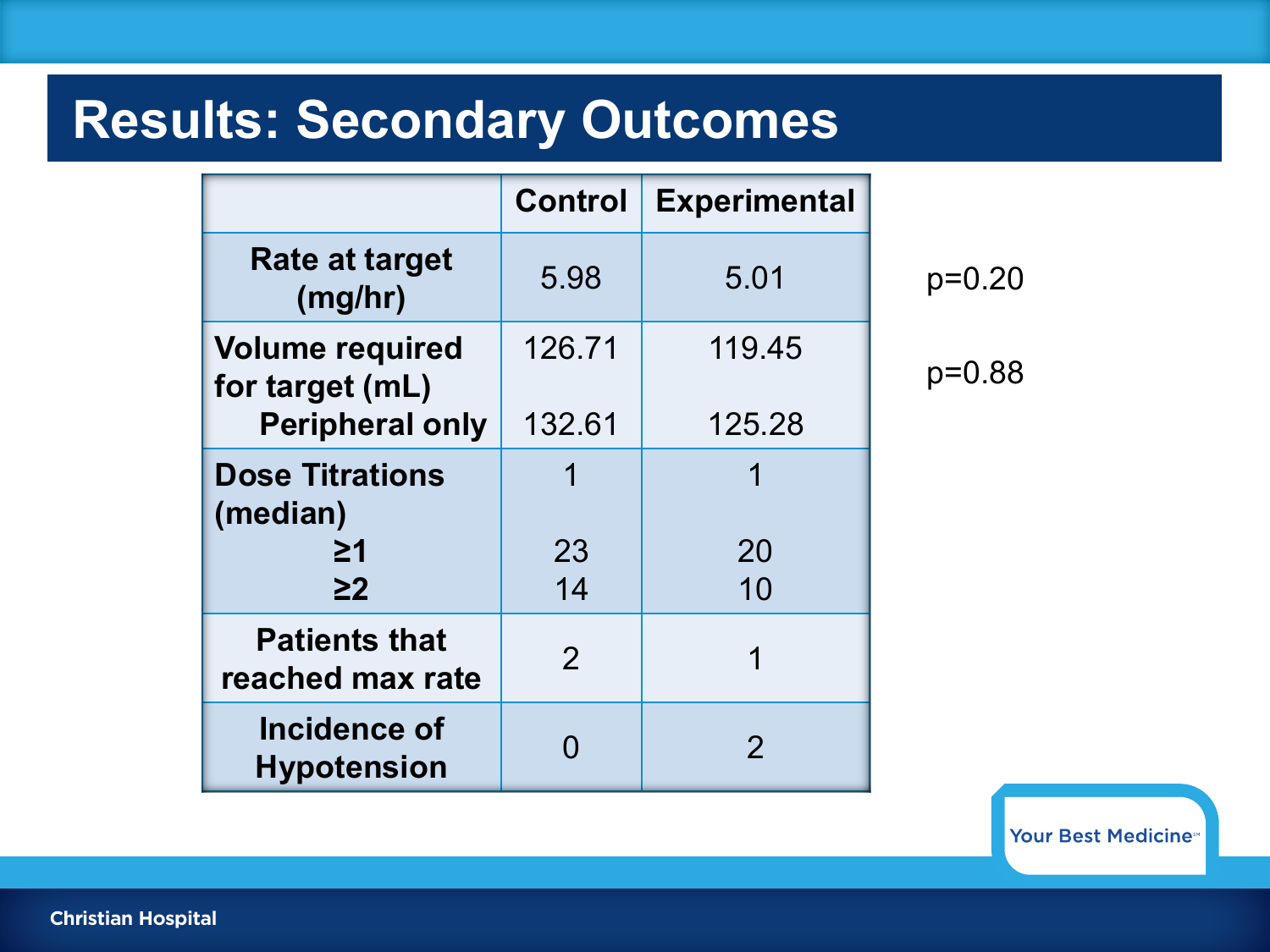# Results: Secondary Outcomes

| | Control | Experimental | |
|---|---|---|---|
| Rate at target (mg/hr) | 5.98 | 5.01 | p=0.20 |
| Volume required for target (mL) | 126.71 | 119.45 | p=0.88 |
| Peripheral only | 132.61 | 125.28 | |
| Dose Titrations (median) | 1 | 1 | |
| ≥1 | 23 | 20 | |
| ≥2 | 14 | 10 | |
| Patients that reached max rate | 2 | 1 | |
| Incidence of Hypotension | 0 | 2 | |

Your Best Medicine℠

Christian Hospital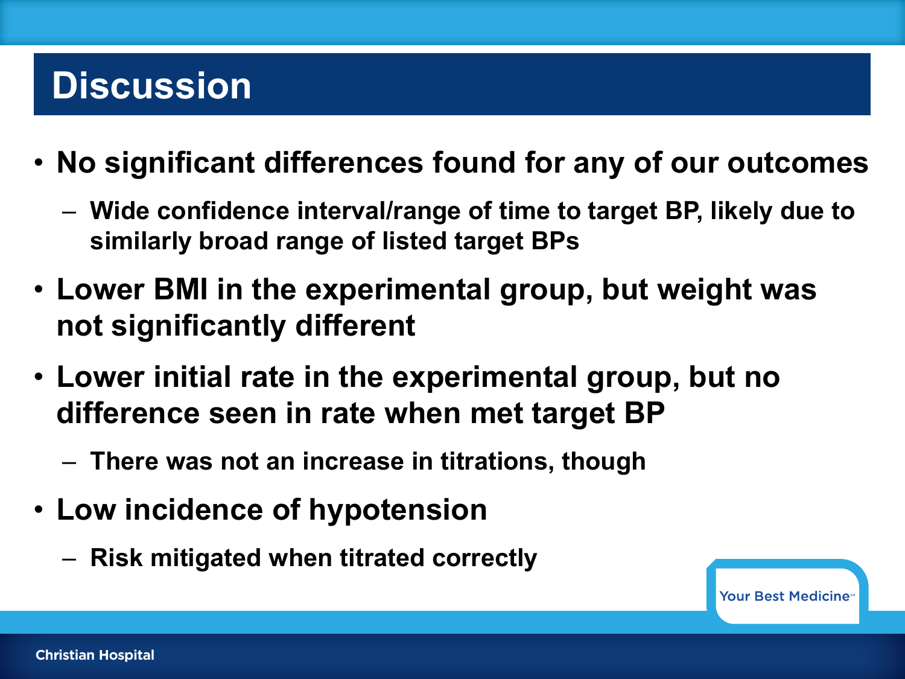# Discussion

- **No significant differences found for any of our outcomes**
  - **Wide confidence interval/range of time to target BP, likely due to similarly broad range of listed target BPs**
- **Lower BMI in the experimental group, but weight was not significantly different**
- **Lower initial rate in the experimental group, but no difference seen in rate when met target BP**
  - **There was not an increase in titrations, though**
- **Low incidence of hypotension**
  - **Risk mitigated when titrated correctly**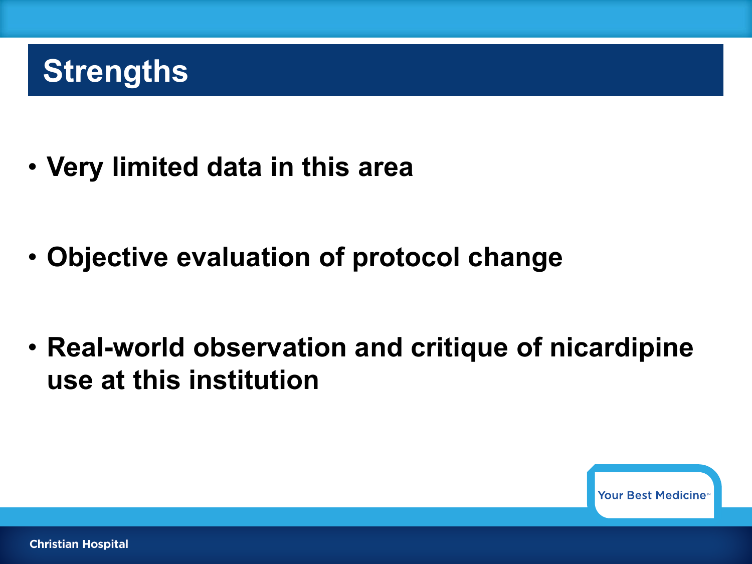# Strengths

- **Very limited data in this area**
- **Objective evaluation of protocol change**
- **Real-world observation and critique of nicardipine use at this institution**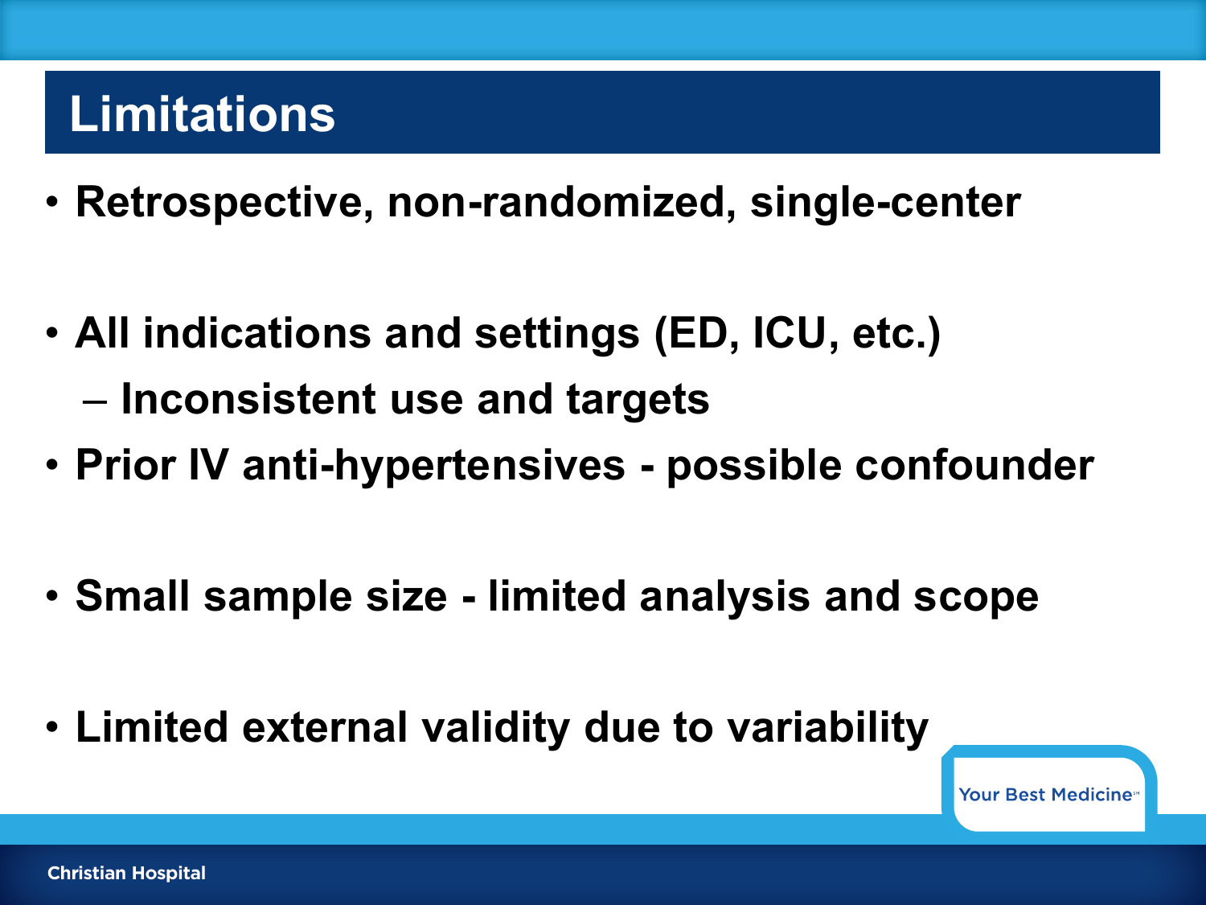# Limitations

- Retrospective, non-randomized, single-center
- All indications and settings (ED, ICU, etc.)
  - Inconsistent use and targets
- Prior IV anti-hypertensives - possible confounder
- Small sample size - limited analysis and scope
- Limited external validity due to variability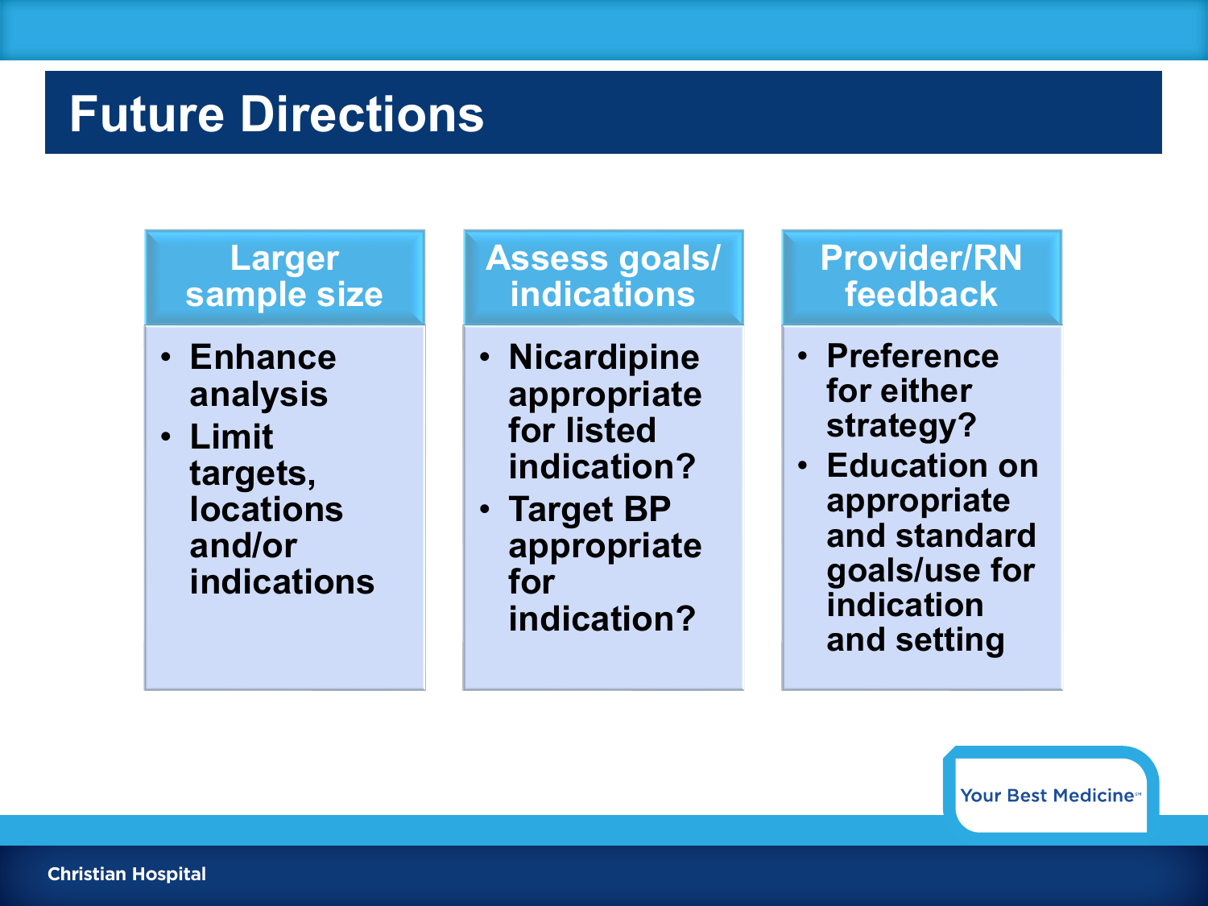# Future Directions

### Larger sample size

- Enhance analysis
- Limit targets, locations and/or indications

### Assess goals/ indications

- Nicardipine appropriate for listed indication?
- Target BP appropriate for indication?

### Provider/RN feedback

- Preference for either strategy?
- Education on appropriate and standard goals/use for indication and setting

Your Best Medicine℠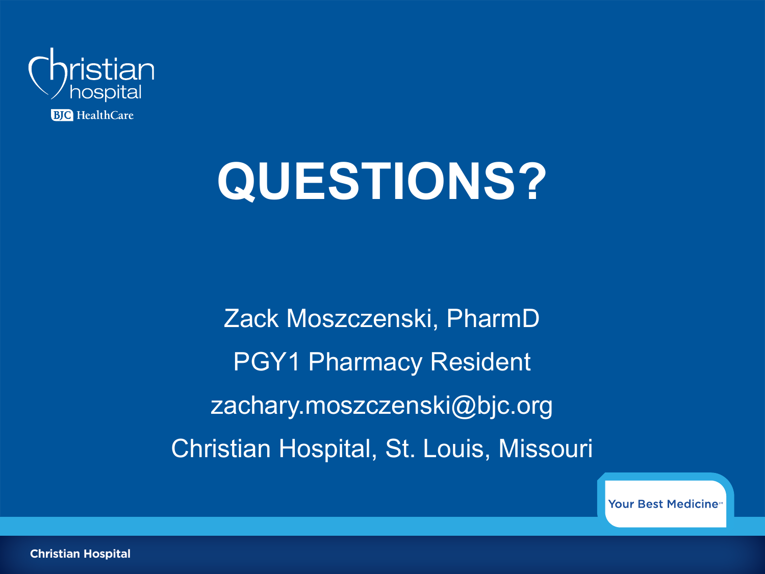# QUESTIONS?

Zack Moszczenski, PharmD

PGY1 Pharmacy Resident

zachary.moszczenski@bjc.org

Christian Hospital, St. Louis, Missouri